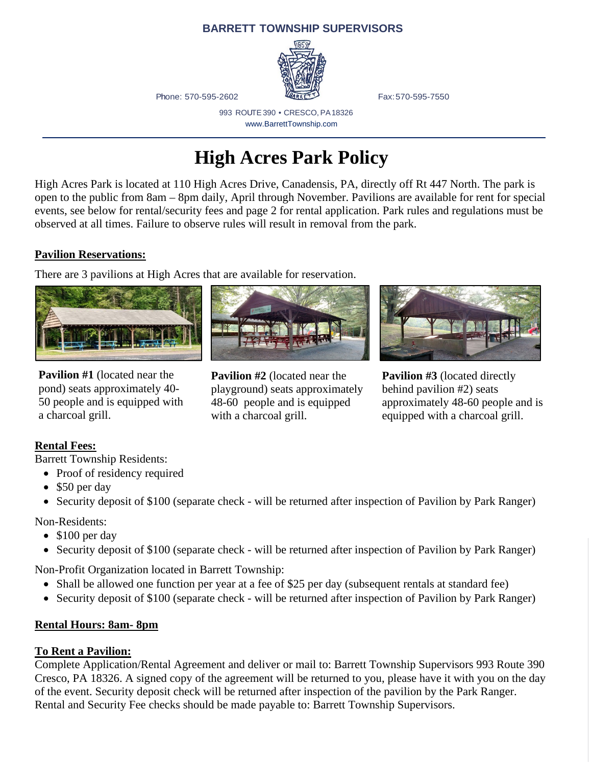**BARRETT TOWNSHIP SUPERVISORS**

Phone: 570-595-2602 Fax: 570-595-7550

993 ROUTE 390 • CRESCO, PA 18326
www.BarrettTownship.com

# High Acres Park Policy

High Acres Park is located at 110 High Acres Drive, Canadensis, PA, directly off Rt 447 North. The park is open to the public from 8am – 8pm daily, April through November. Pavilions are available for rent for special events, see below for rental/security fees and page 2 for rental application. Park rules and regulations must be observed at all times. Failure to observe rules will result in removal from the park.

## Pavilion Reservations:

There are 3 pavilions at High Acres that are available for reservation.

**Pavilion #1** (located near the pond) seats approximately 40-50 people and is equipped with a charcoal grill.

**Pavilion #2** (located near the playground) seats approximately 48-60 people and is equipped with a charcoal grill.

**Pavilion #3** (located directly behind pavilion #2) seats approximately 48-60 people and is equipped with a charcoal grill.

## Rental Fees:

Barrett Township Residents:

- Proof of residency required
- $50 per day
- Security deposit of $100 (separate check - will be returned after inspection of Pavilion by Park Ranger)

Non-Residents:

- $100 per day
- Security deposit of $100 (separate check - will be returned after inspection of Pavilion by Park Ranger)

Non-Profit Organization located in Barrett Township:

- Shall be allowed one function per year at a fee of $25 per day (subsequent rentals at standard fee)
- Security deposit of $100 (separate check - will be returned after inspection of Pavilion by Park Ranger)

## Rental Hours: 8am- 8pm

## To Rent a Pavilion:

Complete Application/Rental Agreement and deliver or mail to: Barrett Township Supervisors 993 Route 390 Cresco, PA 18326. A signed copy of the agreement will be returned to you, please have it with you on the day of the event. Security deposit check will be returned after inspection of the pavilion by the Park Ranger. Rental and Security Fee checks should be made payable to: Barrett Township Supervisors.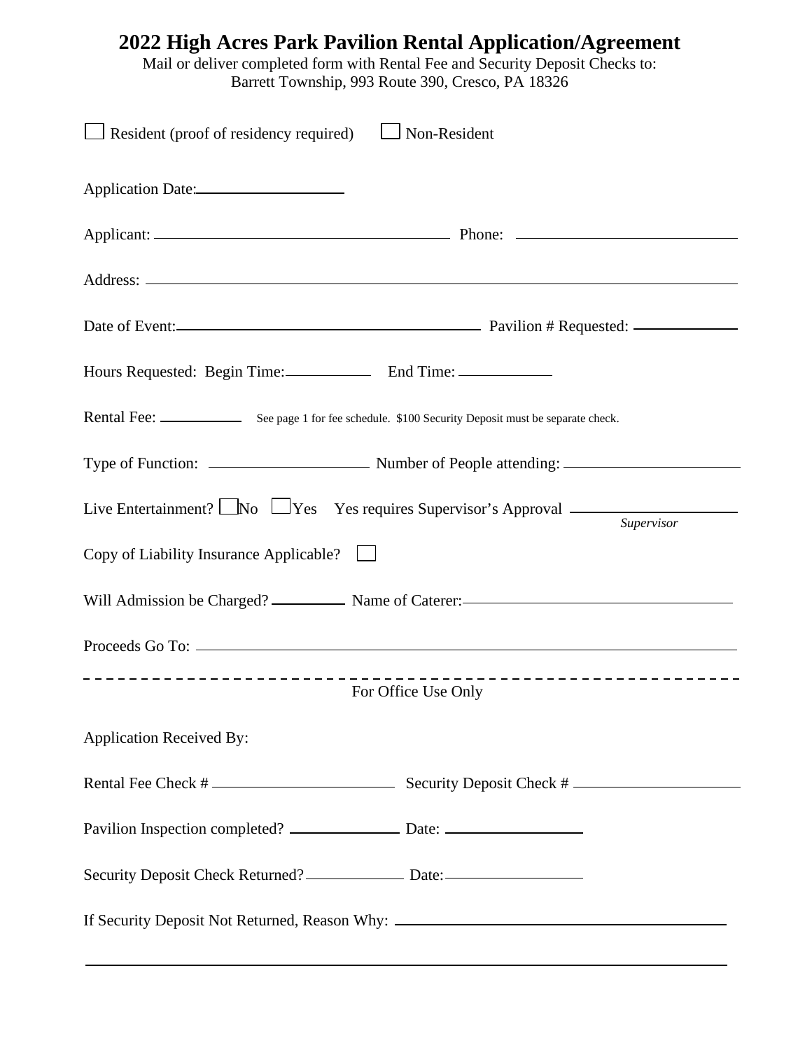# 2022 High Acres Park Pavilion Rental Application/Agreement

Mail or deliver completed form with Rental Fee and Security Deposit Checks to:
Barrett Township, 993 Route 390, Cresco, PA 18326

☐ Resident (proof of residency required) ☐ Non-Resident

Application Date:\_\_\_\_\_\_\_\_\_\_\_\_\_\_\_\_\_\_

Applicant: \_\_\_\_\_\_\_\_\_\_\_\_\_\_\_\_\_\_\_\_\_\_\_\_\_\_\_\_\_\_\_\_\_\_\_\_ Phone: \_\_\_\_\_\_\_\_\_\_\_\_\_\_\_\_\_\_\_\_\_\_\_\_\_

Address: \_\_\_\_\_\_\_\_\_\_\_\_\_\_\_\_\_\_\_\_\_\_\_\_\_\_\_\_\_\_\_\_\_\_\_\_\_\_\_\_\_\_\_\_\_\_\_\_\_\_\_\_\_\_\_\_\_\_\_\_\_\_\_\_\_\_\_\_\_\_\_

Date of Event:\_\_\_\_\_\_\_\_\_\_\_\_\_\_\_\_\_\_\_\_\_\_\_\_\_\_\_\_\_\_\_\_\_\_\_\_\_ Pavilion # Requested: \_\_\_\_\_\_\_\_\_\_\_\_

Hours Requested: Begin Time:\_\_\_\_\_\_\_\_\_\_ End Time: \_\_\_\_\_\_\_\_\_\_\_

Rental Fee: \_\_\_\_\_\_\_\_\_\_ See page 1 for fee schedule. $100 Security Deposit must be separate check.

Type of Function: \_\_\_\_\_\_\_\_\_\_\_\_\_\_\_\_\_\_\_ Number of People attending: \_\_\_\_\_\_\_\_\_\_\_\_\_\_\_\_\_\_\_\_\_

Live Entertainment? ☐ No ☐ Yes Yes requires Supervisor's Approval \_\_\_\_\_\_\_\_\_\_\_\_\_\_\_\_\_\_\_\_
*Supervisor*

Copy of Liability Insurance Applicable? ☐

Will Admission be Charged? \_\_\_\_\_\_\_\_\_ Name of Caterer:\_\_\_\_\_\_\_\_\_\_\_\_\_\_\_\_\_\_\_\_\_\_\_\_\_\_\_\_\_\_\_\_\_\_

Proceeds Go To: \_\_\_\_\_\_\_\_\_\_\_\_\_\_\_\_\_\_\_\_\_\_\_\_\_\_\_\_\_\_\_\_\_\_\_\_\_\_\_\_\_\_\_\_\_\_\_\_\_\_\_\_\_\_\_\_\_\_\_\_\_\_\_\_\_

- - - - - - - - - - - - - - - - - - - - - - - - - - - - - - - - - - - - - - - - - - - - - - - - - - - - - -

For Office Use Only

Application Received By:

Rental Fee Check # \_\_\_\_\_\_\_\_\_\_\_\_\_\_\_\_\_\_\_\_\_\_ Security Deposit Check # \_\_\_\_\_\_\_\_\_\_\_\_\_\_\_\_\_\_\_\_\_

Pavilion Inspection completed? \_\_\_\_\_\_\_\_\_\_\_\_\_ Date: \_\_\_\_\_\_\_\_\_\_\_\_\_\_\_\_\_

Security Deposit Check Returned?\_\_\_\_\_\_\_\_\_\_\_\_ Date:\_\_\_\_\_\_\_\_\_\_\_\_\_\_\_\_\_

If Security Deposit Not Returned, Reason Why: \_\_\_\_\_\_\_\_\_\_\_\_\_\_\_\_\_\_\_\_\_\_\_\_\_\_\_\_\_\_\_\_\_\_\_\_\_\_\_\_

\_\_\_\_\_\_\_\_\_\_\_\_\_\_\_\_\_\_\_\_\_\_\_\_\_\_\_\_\_\_\_\_\_\_\_\_\_\_\_\_\_\_\_\_\_\_\_\_\_\_\_\_\_\_\_\_\_\_\_\_\_\_\_\_\_\_\_\_\_\_\_\_\_\_\_\_\_\_\_\_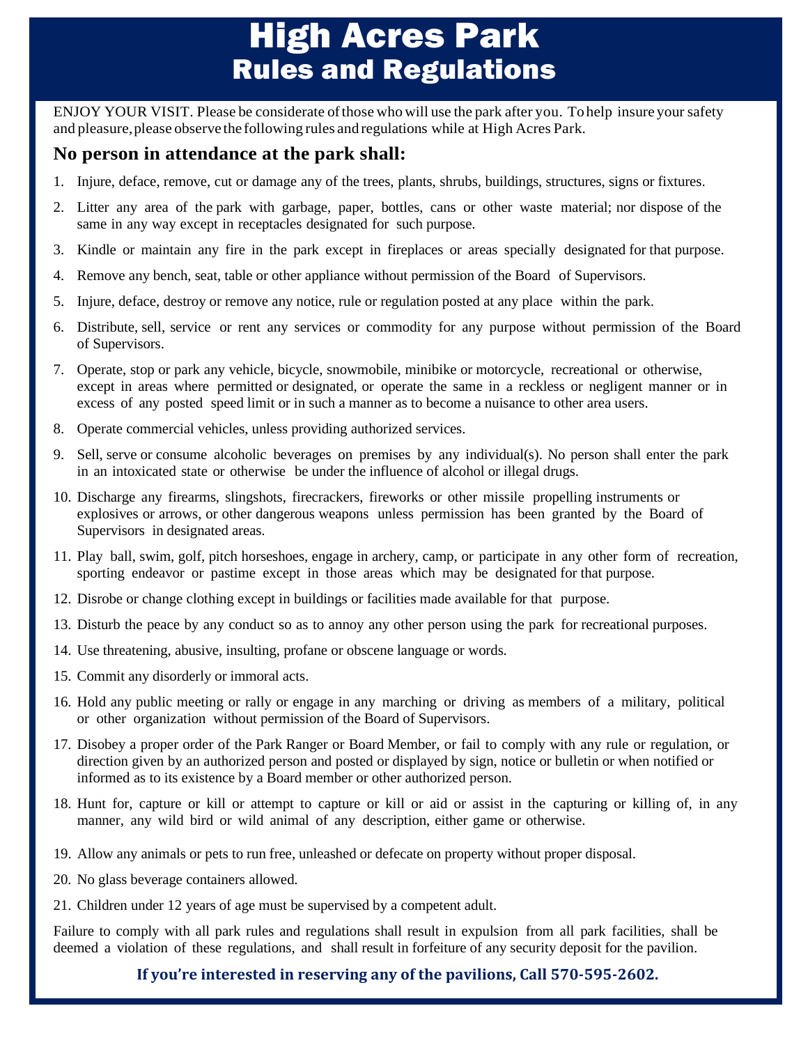# High Acres Park
## Rules and Regulations

ENJOY YOUR VISIT. Please be considerate of those who will use the park after you. To help insure your safety and pleasure, please observe the following rules and regulations while at High Acres Park.

### No person in attendance at the park shall:

1. Injure, deface, remove, cut or damage any of the trees, plants, shrubs, buildings, structures, signs or fixtures.
2. Litter any area of the park with garbage, paper, bottles, cans or other waste material; nor dispose of the same in any way except in receptacles designated for such purpose.
3. Kindle or maintain any fire in the park except in fireplaces or areas specially designated for that purpose.
4. Remove any bench, seat, table or other appliance without permission of the Board of Supervisors.
5. Injure, deface, destroy or remove any notice, rule or regulation posted at any place within the park.
6. Distribute, sell, service or rent any services or commodity for any purpose without permission of the Board of Supervisors.
7. Operate, stop or park any vehicle, bicycle, snowmobile, minibike or motorcycle, recreational or otherwise, except in areas where permitted or designated, or operate the same in a reckless or negligent manner or in excess of any posted speed limit or in such a manner as to become a nuisance to other area users.
8. Operate commercial vehicles, unless providing authorized services.
9. Sell, serve or consume alcoholic beverages on premises by any individual(s). No person shall enter the park in an intoxicated state or otherwise be under the influence of alcohol or illegal drugs.
10. Discharge any firearms, slingshots, firecrackers, fireworks or other missile propelling instruments or explosives or arrows, or other dangerous weapons unless permission has been granted by the Board of Supervisors in designated areas.
11. Play ball, swim, golf, pitch horseshoes, engage in archery, camp, or participate in any other form of recreation, sporting endeavor or pastime except in those areas which may be designated for that purpose.
12. Disrobe or change clothing except in buildings or facilities made available for that purpose.
13. Disturb the peace by any conduct so as to annoy any other person using the park for recreational purposes.
14. Use threatening, abusive, insulting, profane or obscene language or words.
15. Commit any disorderly or immoral acts.
16. Hold any public meeting or rally or engage in any marching or driving as members of a military, political or other organization without permission of the Board of Supervisors.
17. Disobey a proper order of the Park Ranger or Board Member, or fail to comply with any rule or regulation, or direction given by an authorized person and posted or displayed by sign, notice or bulletin or when notified or informed as to its existence by a Board member or other authorized person.
18. Hunt for, capture or kill or attempt to capture or kill or aid or assist in the capturing or killing of, in any manner, any wild bird or wild animal of any description, either game or otherwise.
19. Allow any animals or pets to run free, unleashed or defecate on property without proper disposal.
20. No glass beverage containers allowed.
21. Children under 12 years of age must be supervised by a competent adult.

Failure to comply with all park rules and regulations shall result in expulsion from all park facilities, shall be deemed a violation of these regulations, and shall result in forfeiture of any security deposit for the pavilion.

**If you're interested in reserving any of the pavilions, Call 570-595-2602.**